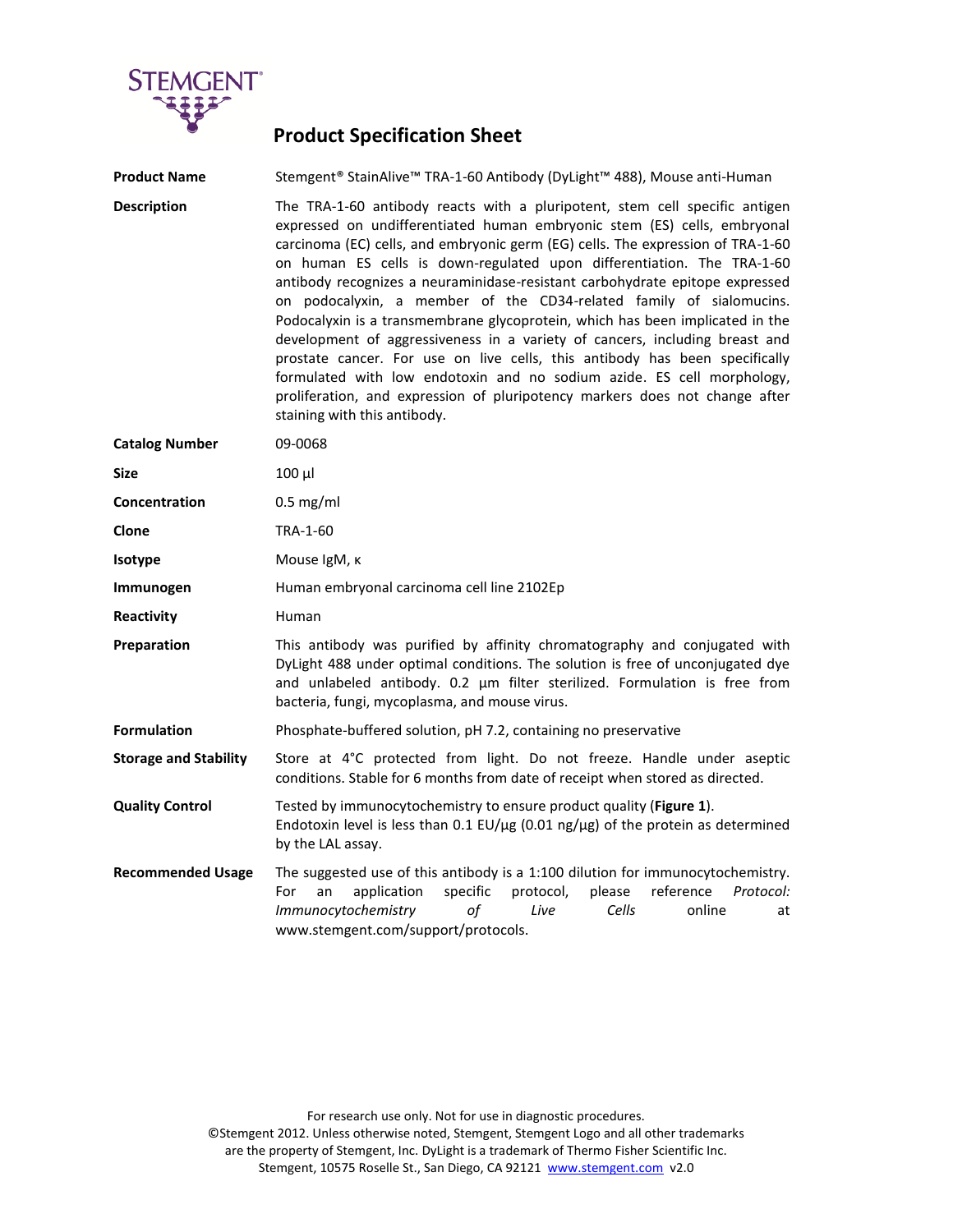STEMGENT®

# Product Specification Sheet

| | |
|---|---|
| **Product Name** | Stemgent® StainAlive™ TRA-1-60 Antibody (DyLight™ 488), Mouse anti-Human |
| **Description** | The TRA-1-60 antibody reacts with a pluripotent, stem cell specific antigen expressed on undifferentiated human embryonic stem (ES) cells, embryonal carcinoma (EC) cells, and embryonic germ (EG) cells. The expression of TRA-1-60 on human ES cells is down-regulated upon differentiation. The TRA-1-60 antibody recognizes a neuraminidase-resistant carbohydrate epitope expressed on podocalyxin, a member of the CD34-related family of sialomucins. Podocalyxin is a transmembrane glycoprotein, which has been implicated in the development of aggressiveness in a variety of cancers, including breast and prostate cancer. For use on live cells, this antibody has been specifically formulated with low endotoxin and no sodium azide. ES cell morphology, proliferation, and expression of pluripotency markers does not change after staining with this antibody. |
| **Catalog Number** | 09-0068 |
| **Size** | 100 µl |
| **Concentration** | 0.5 mg/ml |
| **Clone** | TRA-1-60 |
| **Isotype** | Mouse IgM, κ |
| **Immunogen** | Human embryonal carcinoma cell line 2102Ep |
| **Reactivity** | Human |
| **Preparation** | This antibody was purified by affinity chromatography and conjugated with DyLight 488 under optimal conditions. The solution is free of unconjugated dye and unlabeled antibody. 0.2 µm filter sterilized. Formulation is free from bacteria, fungi, mycoplasma, and mouse virus. |
| **Formulation** | Phosphate-buffered solution, pH 7.2, containing no preservative |
| **Storage and Stability** | Store at 4°C protected from light. Do not freeze. Handle under aseptic conditions. Stable for 6 months from date of receipt when stored as directed. |
| **Quality Control** | Tested by immunocytochemistry to ensure product quality (**Figure 1**). Endotoxin level is less than 0.1 EU/µg (0.01 ng/µg) of the protein as determined by the LAL assay. |
| **Recommended Usage** | The suggested use of this antibody is a 1:100 dilution for immunocytochemistry. For an application specific protocol, please reference *Protocol: Immunocytochemistry of Live Cells* online at www.stemgent.com/support/protocols. |

For research use only. Not for use in diagnostic procedures.
©Stemgent 2012. Unless otherwise noted, Stemgent, Stemgent Logo and all other trademarks are the property of Stemgent, Inc. DyLight is a trademark of Thermo Fisher Scientific Inc.
Stemgent, 10575 Roselle St., San Diego, CA 92121 www.stemgent.com v2.0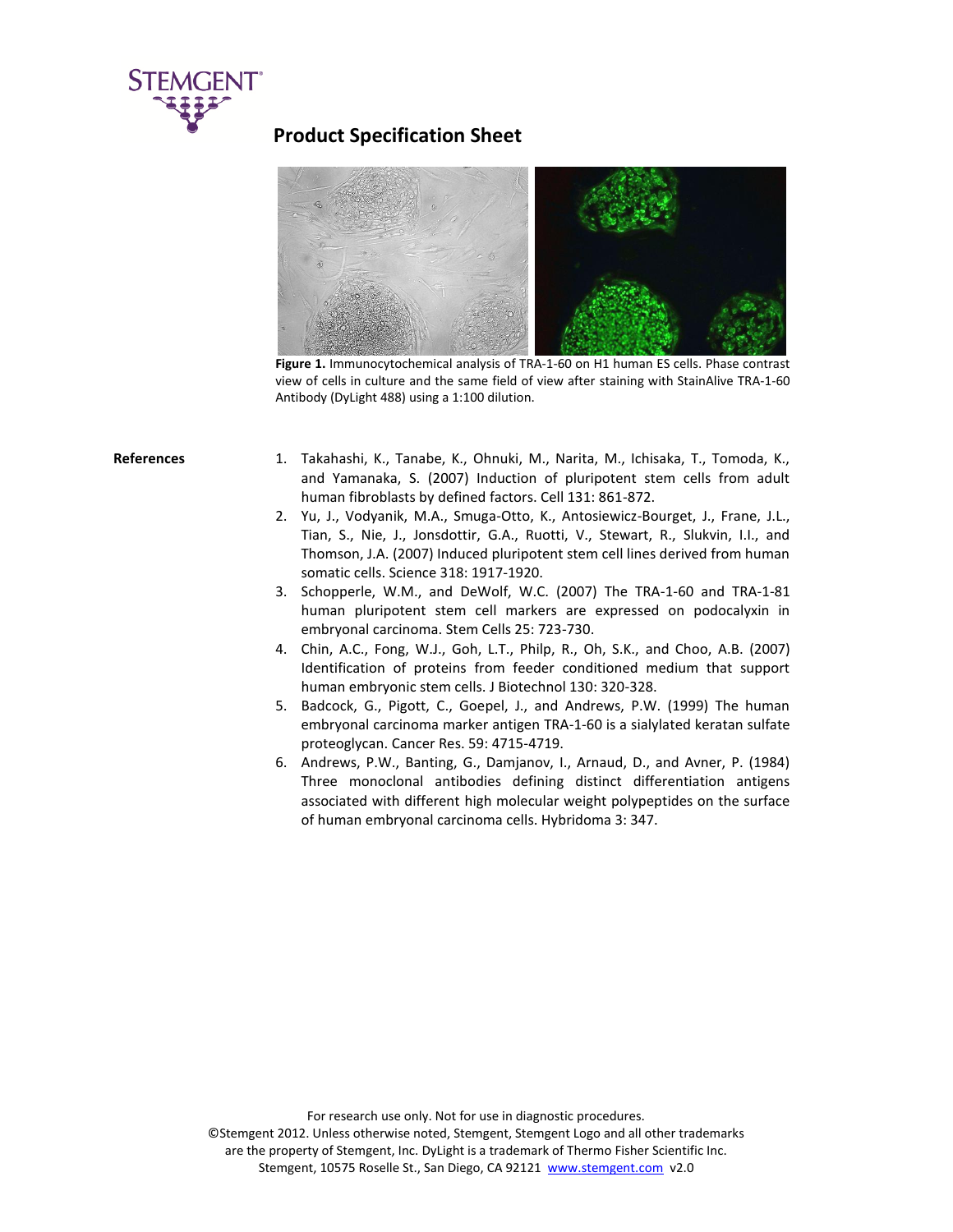**Figure 1.** Immunocytochemical analysis of TRA-1-60 on H1 human ES cells. Phase contrast view of cells in culture and the same field of view after staining with StainAlive TRA-1-60 Antibody (DyLight 488) using a 1:100 dilution.

**References**

1. Takahashi, K., Tanabe, K., Ohnuki, M., Narita, M., Ichisaka, T., Tomoda, K., and Yamanaka, S. (2007) Induction of pluripotent stem cells from adult human fibroblasts by defined factors. Cell 131: 861-872.
2. Yu, J., Vodyanik, M.A., Smuga-Otto, K., Antosiewicz-Bourget, J., Frane, J.L., Tian, S., Nie, J., Jonsdottir, G.A., Ruotti, V., Stewart, R., Slukvin, I.I., and Thomson, J.A. (2007) Induced pluripotent stem cell lines derived from human somatic cells. Science 318: 1917-1920.
3. Schopperle, W.M., and DeWolf, W.C. (2007) The TRA-1-60 and TRA-1-81 human pluripotent stem cell markers are expressed on podocalyxin in embryonal carcinoma. Stem Cells 25: 723-730.
4. Chin, A.C., Fong, W.J., Goh, L.T., Philp, R., Oh, S.K., and Choo, A.B. (2007) Identification of proteins from feeder conditioned medium that support human embryonic stem cells. J Biotechnol 130: 320-328.
5. Badcock, G., Pigott, C., Goepel, J., and Andrews, P.W. (1999) The human embryonal carcinoma marker antigen TRA-1-60 is a sialylated keratan sulfate proteoglycan. Cancer Res. 59: 4715-4719.
6. Andrews, P.W., Banting, G., Damjanov, I., Arnaud, D., and Avner, P. (1984) Three monoclonal antibodies defining distinct differentiation antigens associated with different high molecular weight polypeptides on the surface of human embryonal carcinoma cells. Hybridoma 3: 347.

For research use only. Not for use in diagnostic procedures.
©Stemgent 2012. Unless otherwise noted, Stemgent, Stemgent Logo and all other trademarks are the property of Stemgent, Inc. DyLight is a trademark of Thermo Fisher Scientific Inc.
Stemgent, 10575 Roselle St., San Diego, CA 92121 www.stemgent.com v2.0